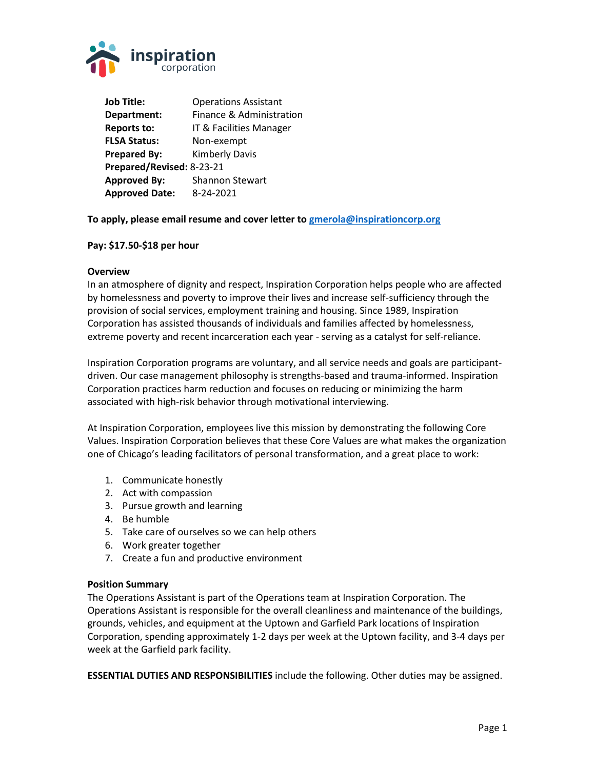**Job Title:** Operations Assistant
**Department:** Finance & Administration
**Reports to:** IT & Facilities Manager
**FLSA Status:** Non-exempt
**Prepared By:** Kimberly Davis
**Prepared/Revised:** 8-23-21
**Approved By:** Shannon Stewart
**Approved Date:** 8-24-2021

**To apply, please email resume and cover letter to [gmerola@inspirationcorp.org](mailto:gmerola@inspirationcorp.org)**

**Pay: $17.50-$18 per hour**

**Overview**

In an atmosphere of dignity and respect, Inspiration Corporation helps people who are affected by homelessness and poverty to improve their lives and increase self-sufficiency through the provision of social services, employment training and housing. Since 1989, Inspiration Corporation has assisted thousands of individuals and families affected by homelessness, extreme poverty and recent incarceration each year - serving as a catalyst for self-reliance.

Inspiration Corporation programs are voluntary, and all service needs and goals are participant-driven. Our case management philosophy is strengths-based and trauma-informed. Inspiration Corporation practices harm reduction and focuses on reducing or minimizing the harm associated with high-risk behavior through motivational interviewing.

At Inspiration Corporation, employees live this mission by demonstrating the following Core Values. Inspiration Corporation believes that these Core Values are what makes the organization one of Chicago's leading facilitators of personal transformation, and a great place to work:

1. Communicate honestly
2. Act with compassion
3. Pursue growth and learning
4. Be humble
5. Take care of ourselves so we can help others
6. Work greater together
7. Create a fun and productive environment

**Position Summary**

The Operations Assistant is part of the Operations team at Inspiration Corporation. The Operations Assistant is responsible for the overall cleanliness and maintenance of the buildings, grounds, vehicles, and equipment at the Uptown and Garfield Park locations of Inspiration Corporation, spending approximately 1-2 days per week at the Uptown facility, and 3-4 days per week at the Garfield park facility.

**ESSENTIAL DUTIES AND RESPONSIBILITIES** include the following. Other duties may be assigned.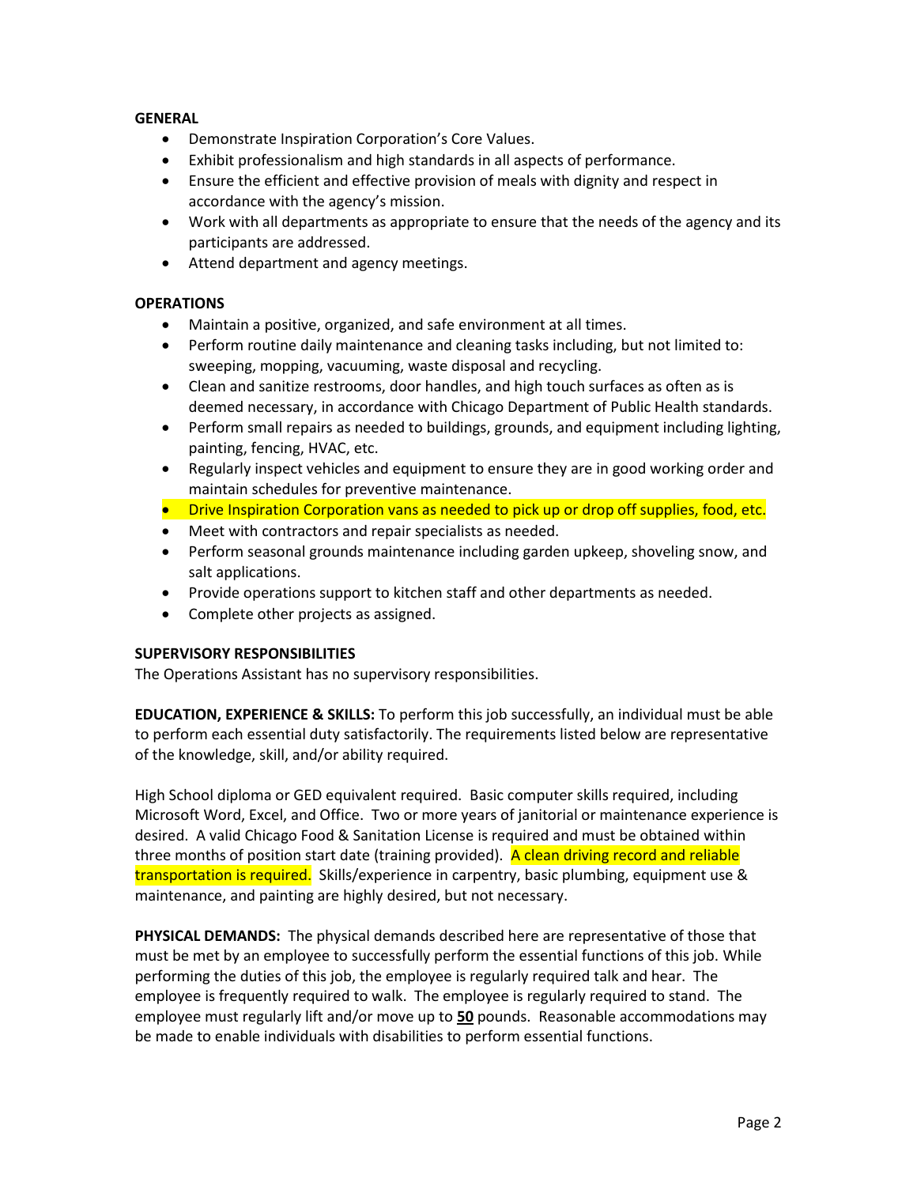**GENERAL**

- Demonstrate Inspiration Corporation's Core Values.
- Exhibit professionalism and high standards in all aspects of performance.
- Ensure the efficient and effective provision of meals with dignity and respect in accordance with the agency's mission.
- Work with all departments as appropriate to ensure that the needs of the agency and its participants are addressed.
- Attend department and agency meetings.

**OPERATIONS**

- Maintain a positive, organized, and safe environment at all times.
- Perform routine daily maintenance and cleaning tasks including, but not limited to: sweeping, mopping, vacuuming, waste disposal and recycling.
- Clean and sanitize restrooms, door handles, and high touch surfaces as often as is deemed necessary, in accordance with Chicago Department of Public Health standards.
- Perform small repairs as needed to buildings, grounds, and equipment including lighting, painting, fencing, HVAC, etc.
- Regularly inspect vehicles and equipment to ensure they are in good working order and maintain schedules for preventive maintenance.
- Drive Inspiration Corporation vans as needed to pick up or drop off supplies, food, etc.
- Meet with contractors and repair specialists as needed.
- Perform seasonal grounds maintenance including garden upkeep, shoveling snow, and salt applications.
- Provide operations support to kitchen staff and other departments as needed.
- Complete other projects as assigned.

**SUPERVISORY RESPONSIBILITIES**

The Operations Assistant has no supervisory responsibilities.

**EDUCATION, EXPERIENCE & SKILLS:** To perform this job successfully, an individual must be able to perform each essential duty satisfactorily. The requirements listed below are representative of the knowledge, skill, and/or ability required.

High School diploma or GED equivalent required. Basic computer skills required, including Microsoft Word, Excel, and Office. Two or more years of janitorial or maintenance experience is desired. A valid Chicago Food & Sanitation License is required and must be obtained within three months of position start date (training provided). A clean driving record and reliable transportation is required. Skills/experience in carpentry, basic plumbing, equipment use & maintenance, and painting are highly desired, but not necessary.

**PHYSICAL DEMANDS:** The physical demands described here are representative of those that must be met by an employee to successfully perform the essential functions of this job. While performing the duties of this job, the employee is regularly required talk and hear. The employee is frequently required to walk. The employee is regularly required to stand. The employee must regularly lift and/or move up to **50** pounds. Reasonable accommodations may be made to enable individuals with disabilities to perform essential functions.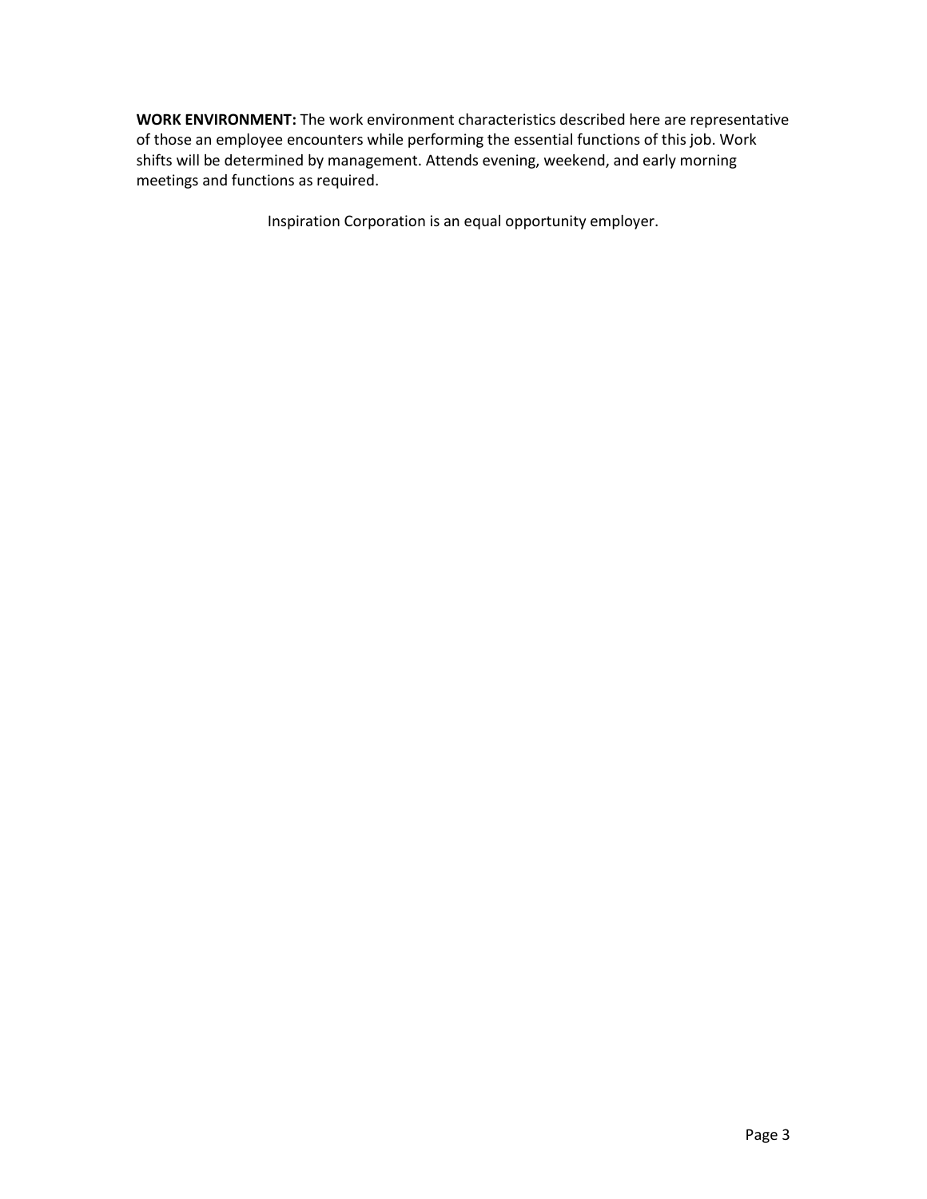**WORK ENVIRONMENT:** The work environment characteristics described here are representative of those an employee encounters while performing the essential functions of this job. Work shifts will be determined by management. Attends evening, weekend, and early morning meetings and functions as required.

Inspiration Corporation is an equal opportunity employer.